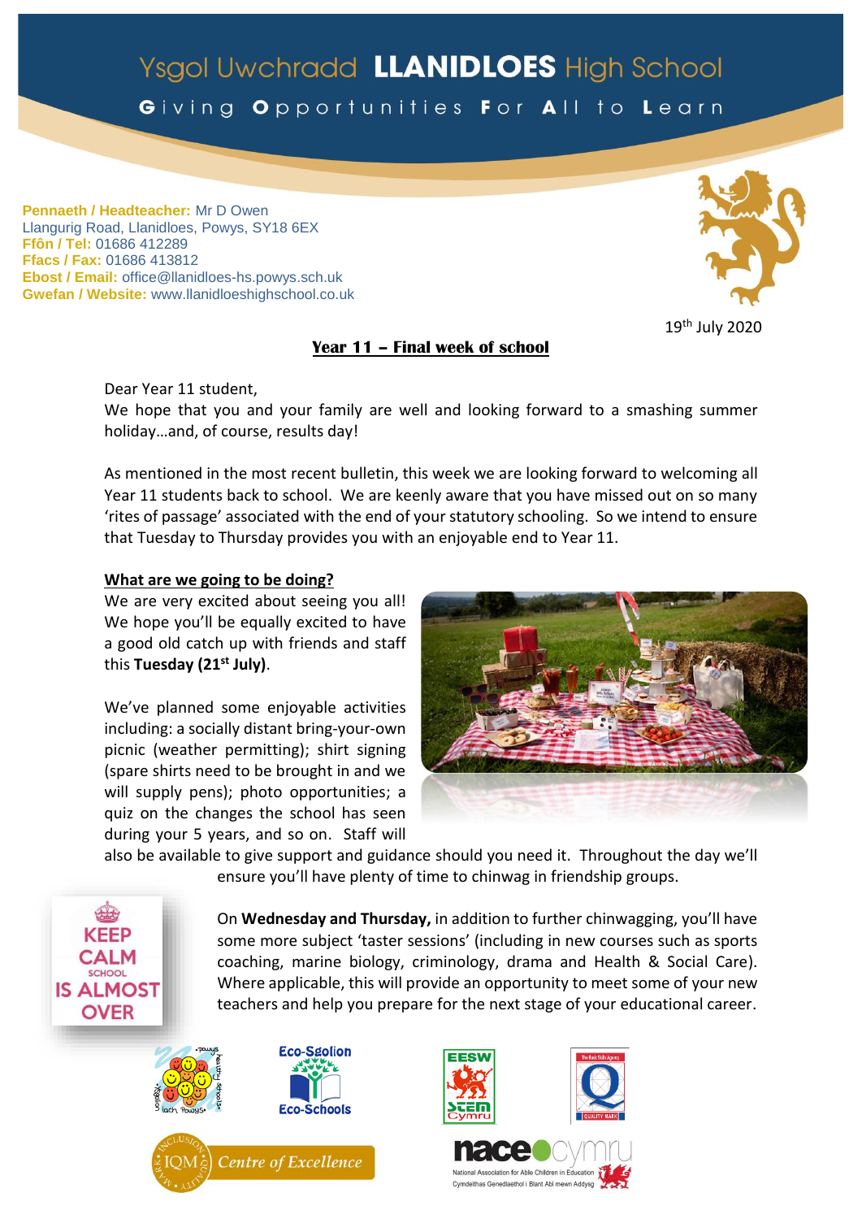# Ysgol Uwchradd **LLANIDLOES** High School

**G**iving **O**pportunities **F**or **A**ll to **L**earn

**Pennaeth / Headteacher:** Mr D Owen
Llangurig Road, Llanidloes, Powys, SY18 6EX
**Ffôn / Tel:** 01686 412289
**Ffacs / Fax:** 01686 413812
**Ebost / Email:** office@llanidloes-hs.powys.sch.uk
**Gwefan / Website:** www.llanidloeshighschool.co.uk

19th July 2020

## Year 11 – Final week of school

Dear Year 11 student,

We hope that you and your family are well and looking forward to a smashing summer holiday…and, of course, results day!

As mentioned in the most recent bulletin, this week we are looking forward to welcoming all Year 11 students back to school. We are keenly aware that you have missed out on so many 'rites of passage' associated with the end of your statutory schooling. So we intend to ensure that Tuesday to Thursday provides you with an enjoyable end to Year 11.

### What are we going to be doing?

We are very excited about seeing you all! We hope you'll be equally excited to have a good old catch up with friends and staff this **Tuesday (21st July)**.

We've planned some enjoyable activities including: a socially distant bring-your-own picnic (weather permitting); shirt signing (spare shirts need to be brought in and we will supply pens); photo opportunities; a quiz on the changes the school has seen during your 5 years, and so on. Staff will also be available to give support and guidance should you need it. Throughout the day we'll ensure you'll have plenty of time to chinwag in friendship groups.

On **Wednesday and Thursday,** in addition to further chinwagging, you'll have some more subject 'taster sessions' (including in new courses such as sports coaching, marine biology, criminology, drama and Health & Social Care). Where applicable, this will provide an opportunity to meet some of your new teachers and help you prepare for the next stage of your educational career.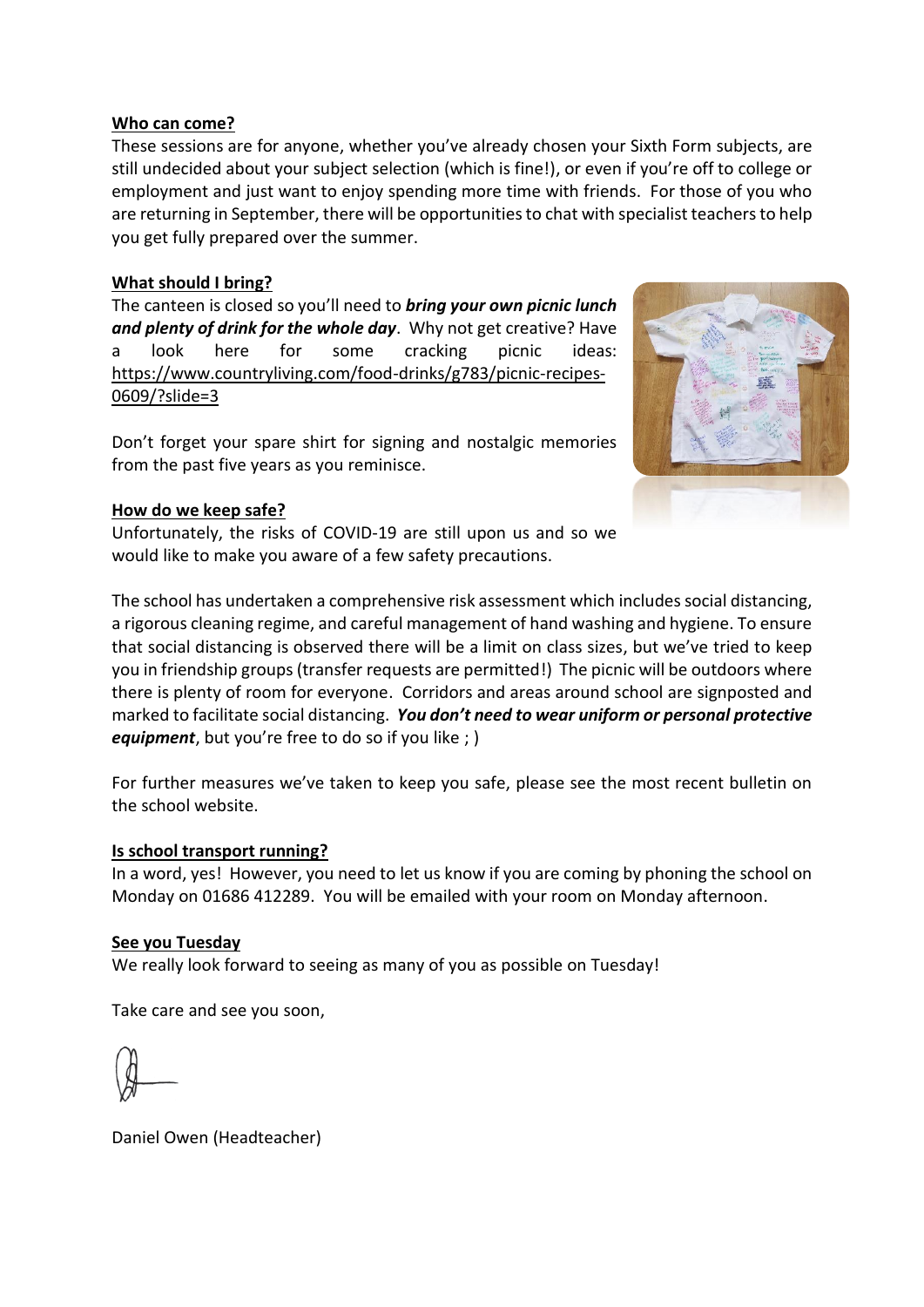**Who can come?**

These sessions are for anyone, whether you've already chosen your Sixth Form subjects, are still undecided about your subject selection (which is fine!), or even if you're off to college or employment and just want to enjoy spending more time with friends. For those of you who are returning in September, there will be opportunities to chat with specialist teachers to help you get fully prepared over the summer.

**What should I bring?**

The canteen is closed so you'll need to ***bring your own picnic lunch and plenty of drink for the whole day***. Why not get creative? Have a look here for some cracking picnic ideas: https://www.countryliving.com/food-drinks/g783/picnic-recipes-0609/?slide=3

Don't forget your spare shirt for signing and nostalgic memories from the past five years as you reminisce.

**How do we keep safe?**

Unfortunately, the risks of COVID-19 are still upon us and so we would like to make you aware of a few safety precautions.

The school has undertaken a comprehensive risk assessment which includes social distancing, a rigorous cleaning regime, and careful management of hand washing and hygiene. To ensure that social distancing is observed there will be a limit on class sizes, but we've tried to keep you in friendship groups (transfer requests are permitted!) The picnic will be outdoors where there is plenty of room for everyone. Corridors and areas around school are signposted and marked to facilitate social distancing. ***You don't need to wear uniform or personal protective equipment***, but you're free to do so if you like ; )

For further measures we've taken to keep you safe, please see the most recent bulletin on the school website.

**Is school transport running?**

In a word, yes! However, you need to let us know if you are coming by phoning the school on Monday on 01686 412289. You will be emailed with your room on Monday afternoon.

**See you Tuesday**

We really look forward to seeing as many of you as possible on Tuesday!

Take care and see you soon,

Daniel Owen (Headteacher)